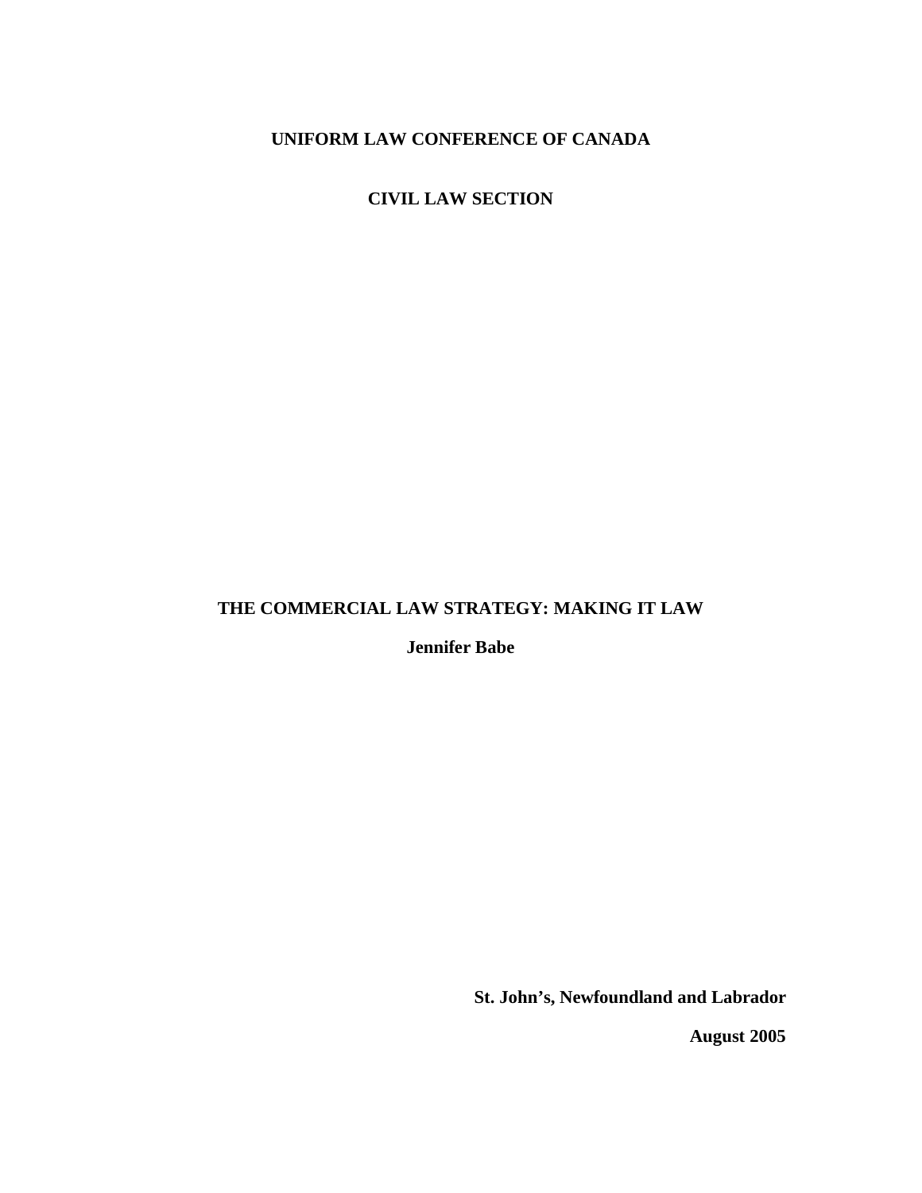**UNIFORM LAW CONFERENCE OF CANADA**

**CIVIL LAW SECTION**

# THE COMMERCIAL LAW STRATEGY: MAKING IT LAW

**Jennifer Babe**

**St. John's, Newfoundland and Labrador**

**August 2005**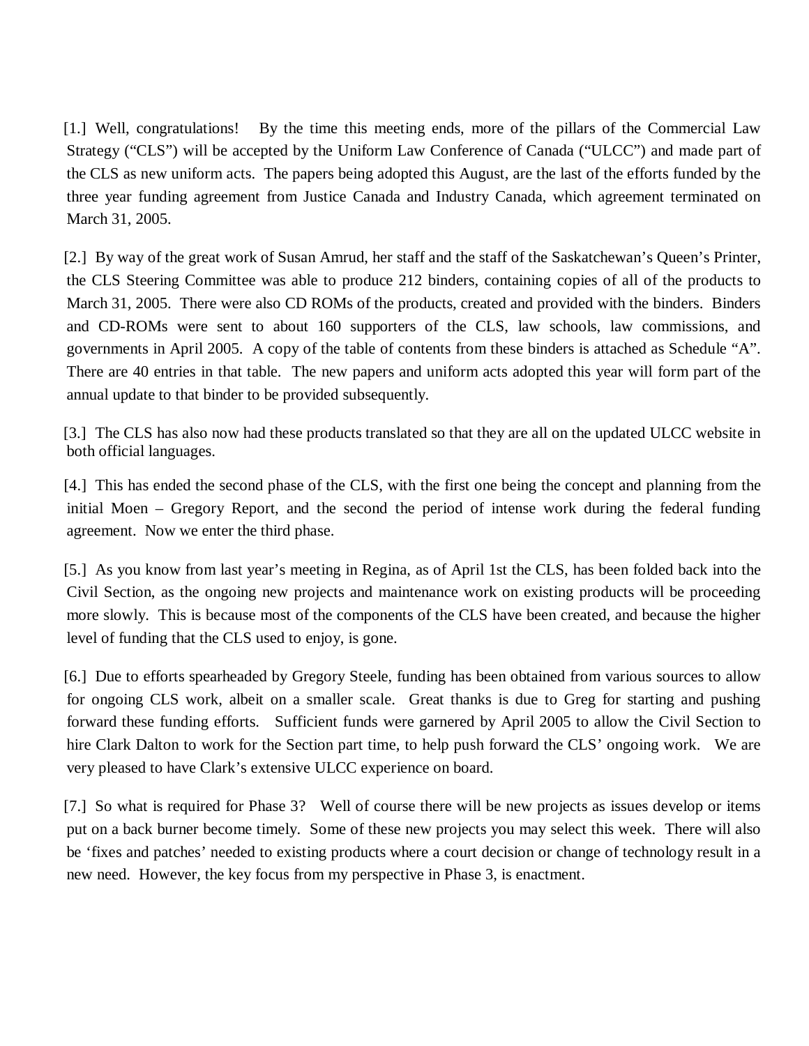[1.] Well, congratulations! By the time this meeting ends, more of the pillars of the Commercial Law Strategy ("CLS") will be accepted by the Uniform Law Conference of Canada ("ULCC") and made part of the CLS as new uniform acts. The papers being adopted this August, are the last of the efforts funded by the three year funding agreement from Justice Canada and Industry Canada, which agreement terminated on March 31, 2005.

[2.] By way of the great work of Susan Amrud, her staff and the staff of the Saskatchewan's Queen's Printer, the CLS Steering Committee was able to produce 212 binders, containing copies of all of the products to March 31, 2005. There were also CD ROMs of the products, created and provided with the binders. Binders and CD-ROMs were sent to about 160 supporters of the CLS, law schools, law commissions, and governments in April 2005. A copy of the table of contents from these binders is attached as Schedule "A". There are 40 entries in that table. The new papers and uniform acts adopted this year will form part of the annual update to that binder to be provided subsequently.

[3.] The CLS has also now had these products translated so that they are all on the updated ULCC website in both official languages.

[4.] This has ended the second phase of the CLS, with the first one being the concept and planning from the initial Moen – Gregory Report, and the second the period of intense work during the federal funding agreement. Now we enter the third phase.

[5.] As you know from last year's meeting in Regina, as of April 1st the CLS, has been folded back into the Civil Section, as the ongoing new projects and maintenance work on existing products will be proceeding more slowly. This is because most of the components of the CLS have been created, and because the higher level of funding that the CLS used to enjoy, is gone.

[6.] Due to efforts spearheaded by Gregory Steele, funding has been obtained from various sources to allow for ongoing CLS work, albeit on a smaller scale. Great thanks is due to Greg for starting and pushing forward these funding efforts. Sufficient funds were garnered by April 2005 to allow the Civil Section to hire Clark Dalton to work for the Section part time, to help push forward the CLS' ongoing work. We are very pleased to have Clark's extensive ULCC experience on board.

[7.] So what is required for Phase 3? Well of course there will be new projects as issues develop or items put on a back burner become timely. Some of these new projects you may select this week. There will also be 'fixes and patches' needed to existing products where a court decision or change of technology result in a new need. However, the key focus from my perspective in Phase 3, is enactment.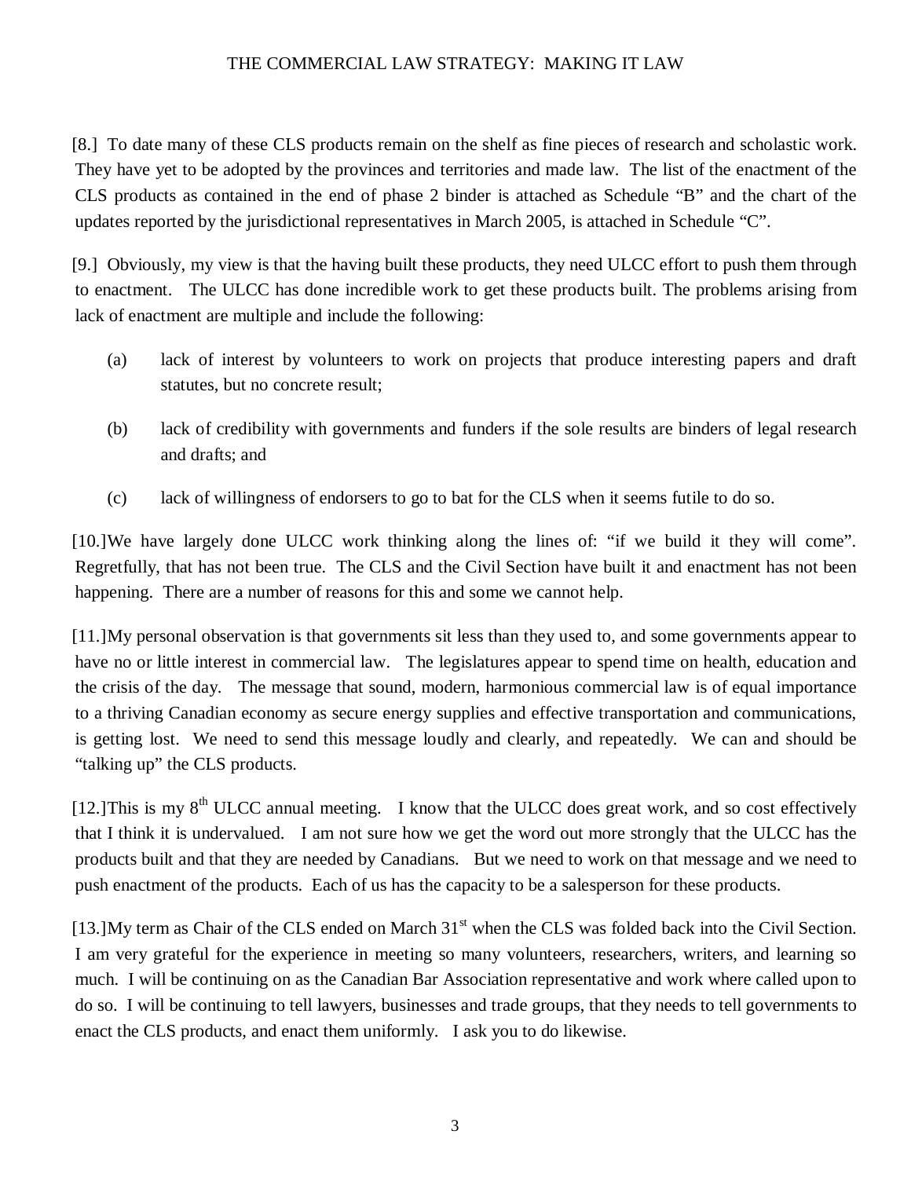[8.] To date many of these CLS products remain on the shelf as fine pieces of research and scholastic work. They have yet to be adopted by the provinces and territories and made law. The list of the enactment of the CLS products as contained in the end of phase 2 binder is attached as Schedule "B" and the chart of the updates reported by the jurisdictional representatives in March 2005, is attached in Schedule "C".

[9.] Obviously, my view is that the having built these products, they need ULCC effort to push them through to enactment. The ULCC has done incredible work to get these products built. The problems arising from lack of enactment are multiple and include the following:

(a) lack of interest by volunteers to work on projects that produce interesting papers and draft statutes, but no concrete result;

(b) lack of credibility with governments and funders if the sole results are binders of legal research and drafts; and

(c) lack of willingness of endorsers to go to bat for the CLS when it seems futile to do so.

[10.]We have largely done ULCC work thinking along the lines of: "if we build it they will come". Regretfully, that has not been true. The CLS and the Civil Section have built it and enactment has not been happening. There are a number of reasons for this and some we cannot help.

[11.]My personal observation is that governments sit less than they used to, and some governments appear to have no or little interest in commercial law. The legislatures appear to spend time on health, education and the crisis of the day. The message that sound, modern, harmonious commercial law is of equal importance to a thriving Canadian economy as secure energy supplies and effective transportation and communications, is getting lost. We need to send this message loudly and clearly, and repeatedly. We can and should be "talking up" the CLS products.

[12.]This is my 8th ULCC annual meeting. I know that the ULCC does great work, and so cost effectively that I think it is undervalued. I am not sure how we get the word out more strongly that the ULCC has the products built and that they are needed by Canadians. But we need to work on that message and we need to push enactment of the products. Each of us has the capacity to be a salesperson for these products.

[13.]My term as Chair of the CLS ended on March 31st when the CLS was folded back into the Civil Section. I am very grateful for the experience in meeting so many volunteers, researchers, writers, and learning so much. I will be continuing on as the Canadian Bar Association representative and work where called upon to do so. I will be continuing to tell lawyers, businesses and trade groups, that they needs to tell governments to enact the CLS products, and enact them uniformly. I ask you to do likewise.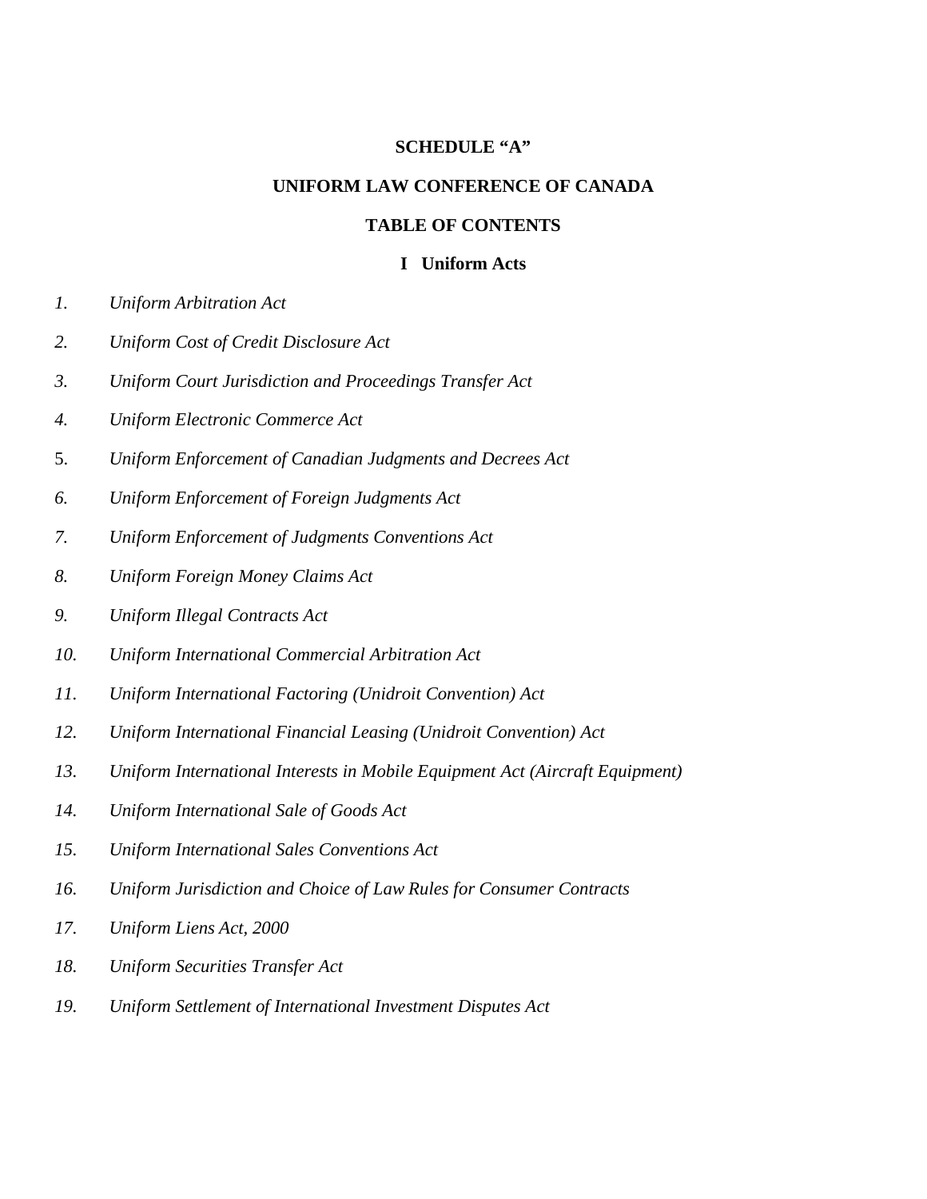**SCHEDULE "A"**

**UNIFORM LAW CONFERENCE OF CANADA**

**TABLE OF CONTENTS**

**I Uniform Acts**

*1.* *Uniform Arbitration Act*

*2.* *Uniform Cost of Credit Disclosure Act*

*3.* *Uniform Court Jurisdiction and Proceedings Transfer Act*

*4.* *Uniform Electronic Commerce Act*

5. *Uniform Enforcement of Canadian Judgments and Decrees Act*

*6.* *Uniform Enforcement of Foreign Judgments Act*

*7.* *Uniform Enforcement of Judgments Conventions Act*

*8.* *Uniform Foreign Money Claims Act*

*9.* *Uniform Illegal Contracts Act*

*10.* *Uniform International Commercial Arbitration Act*

*11.* *Uniform International Factoring (Unidroit Convention) Act*

*12.* *Uniform International Financial Leasing (Unidroit Convention) Act*

*13.* *Uniform International Interests in Mobile Equipment Act (Aircraft Equipment)*

*14.* *Uniform International Sale of Goods Act*

*15.* *Uniform International Sales Conventions Act*

*16.* *Uniform Jurisdiction and Choice of Law Rules for Consumer Contracts*

*17.* *Uniform Liens Act, 2000*

*18.* *Uniform Securities Transfer Act*

*19.* *Uniform Settlement of International Investment Disputes Act*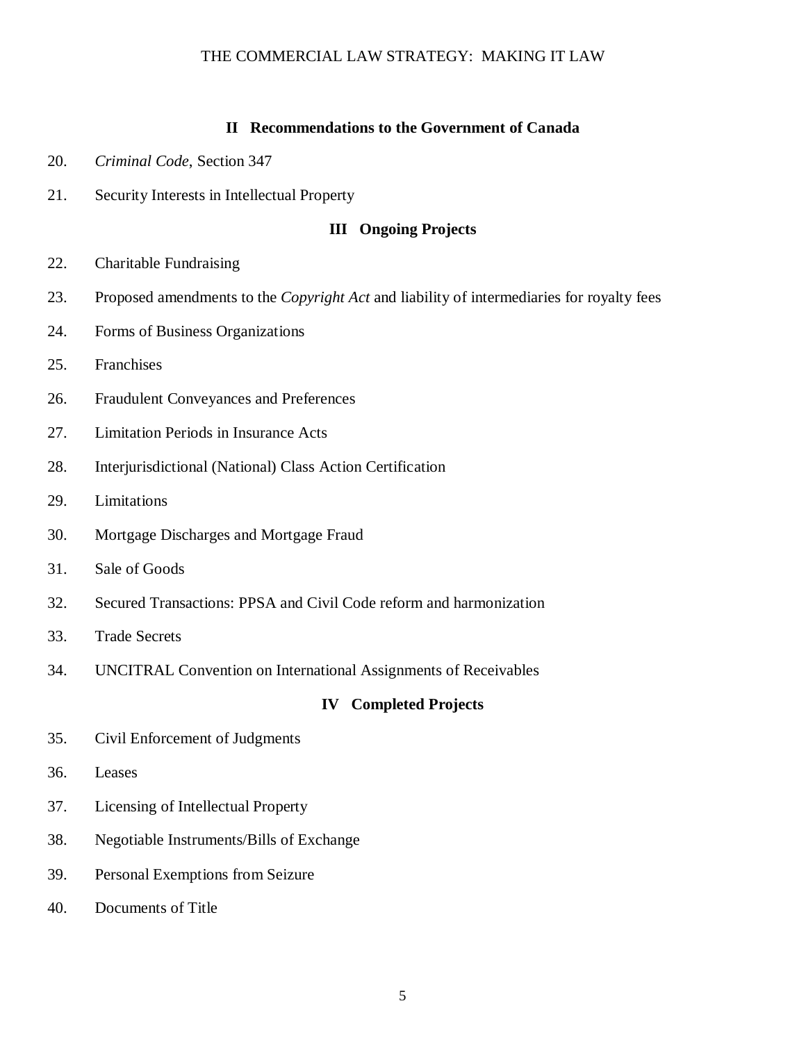## II Recommendations to the Government of Canada

20. *Criminal Code*, Section 347
21. Security Interests in Intellectual Property

## III Ongoing Projects

22. Charitable Fundraising
23. Proposed amendments to the *Copyright Act* and liability of intermediaries for royalty fees
24. Forms of Business Organizations
25. Franchises
26. Fraudulent Conveyances and Preferences
27. Limitation Periods in Insurance Acts
28. Interjurisdictional (National) Class Action Certification
29. Limitations
30. Mortgage Discharges and Mortgage Fraud
31. Sale of Goods
32. Secured Transactions: PPSA and Civil Code reform and harmonization
33. Trade Secrets
34. UNCITRAL Convention on International Assignments of Receivables

## IV Completed Projects

35. Civil Enforcement of Judgments
36. Leases
37. Licensing of Intellectual Property
38. Negotiable Instruments/Bills of Exchange
39. Personal Exemptions from Seizure
40. Documents of Title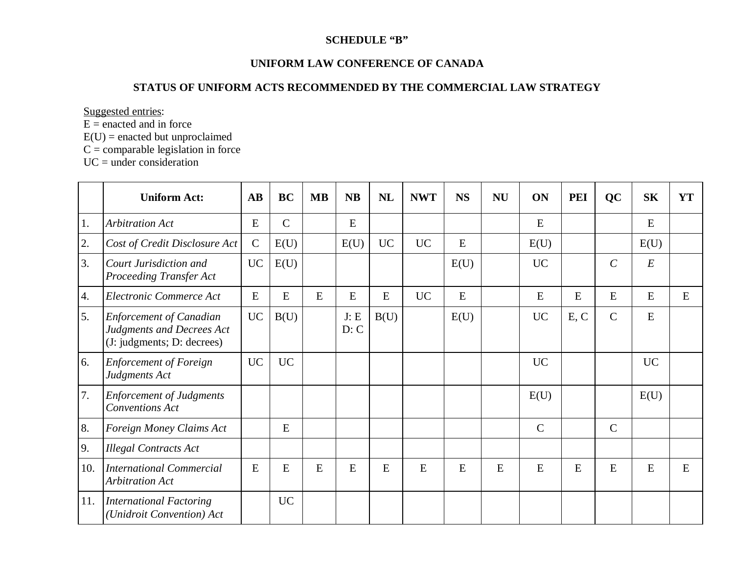**SCHEDULE "B"**

**UNIFORM LAW CONFERENCE OF CANADA**

**STATUS OF UNIFORM ACTS RECOMMENDED BY THE COMMERCIAL LAW STRATEGY**

Suggested entries:
E = enacted and in force
E(U) = enacted but unproclaimed
C = comparable legislation in force
UC = under consideration

| | **Uniform Act:** | **AB** | **BC** | **MB** | **NB** | **NL** | **NWT** | **NS** | **NU** | **ON** | **PEI** | **QC** | **SK** | **YT** |
|---|---|---|---|---|---|---|---|---|---|---|---|---|---|---|
| 1. | *Arbitration Act* | E | C | | E | | | | | E | | | E | |
| 2. | *Cost of Credit Disclosure Act* | C | E(U) | | E(U) | UC | UC | E | | E(U) | | | E(U) | |
| 3. | *Court Jurisdiction and Proceeding Transfer Act* | UC | E(U) | | | | | E(U) | | UC | | *C* | *E* | |
| 4. | *Electronic Commerce Act* | E | E | E | E | E | UC | E | | E | E | E | E | E |
| 5. | *Enforcement of Canadian Judgments and Decrees Act* (J: judgments; D: decrees) | UC | B(U) | | J: E D: C | B(U) | | E(U) | | UC | E, C | C | E | |
| 6. | *Enforcement of Foreign Judgments Act* | UC | UC | | | | | | | UC | | | UC | |
| 7. | *Enforcement of Judgments Conventions Act* | | | | | | | | | E(U) | | | E(U) | |
| 8. | *Foreign Money Claims Act* | | E | | | | | | | C | | C | | |
| 9. | *Illegal Contracts Act* | | | | | | | | | | | | | |
| 10. | *International Commercial Arbitration Act* | E | E | E | E | E | E | E | E | E | E | E | E | E |
| 11. | *International Factoring (Unidroit Convention) Act* | | UC | | | | | | | | | | | |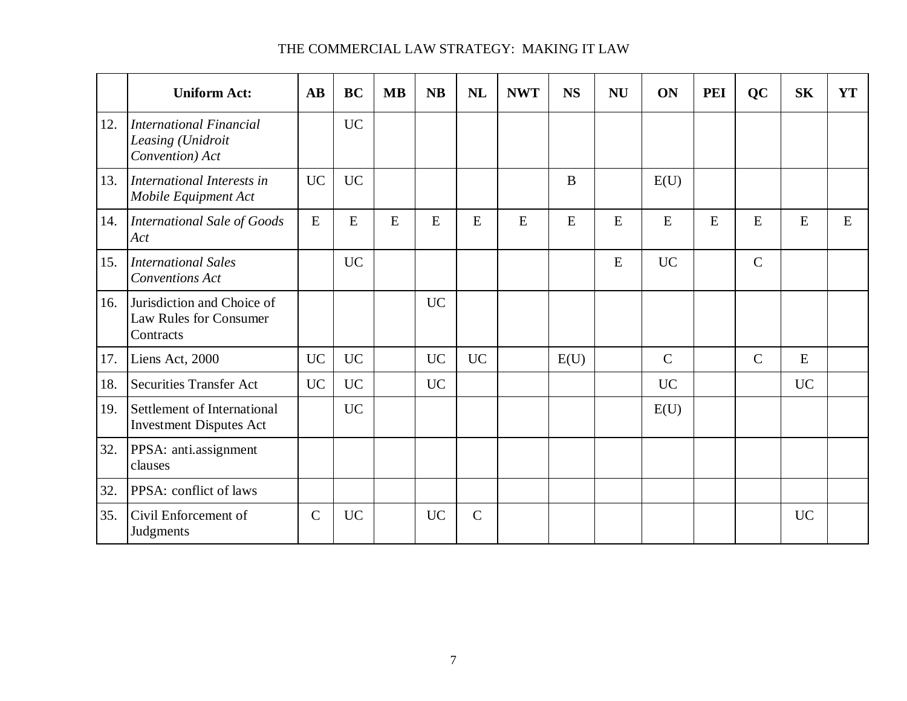| | Uniform Act: | AB | BC | MB | NB | NL | NWT | NS | NU | ON | PEI | QC | SK | YT |
|---|---|---|---|---|---|---|---|---|---|---|---|---|---|---|
| 12. | *International Financial Leasing (Unidroit Convention) Act* | | UC | | | | | | | | | | | |
| 13. | *International Interests in Mobile Equipment Act* | UC | UC | | | | | B | | E(U) | | | | |
| 14. | *International Sale of Goods Act* | E | E | E | E | E | E | E | E | E | E | E | E | E |
| 15. | *International Sales Conventions Act* | | UC | | | | | | E | UC | | C | | |
| 16. | Jurisdiction and Choice of Law Rules for Consumer Contracts | | | | UC | | | | | | | | | |
| 17. | Liens Act, 2000 | UC | UC | | UC | UC | | E(U) | | C | | C | E | |
| 18. | Securities Transfer Act | UC | UC | | UC | | | | | UC | | | UC | |
| 19. | Settlement of International Investment Disputes Act | | UC | | | | | | | E(U) | | | | |
| 32. | PPSA: anti.assignment clauses | | | | | | | | | | | | | |
| 32. | PPSA: conflict of laws | | | | | | | | | | | | | |
| 35. | Civil Enforcement of Judgments | C | UC | | UC | C | | | | | | | UC | |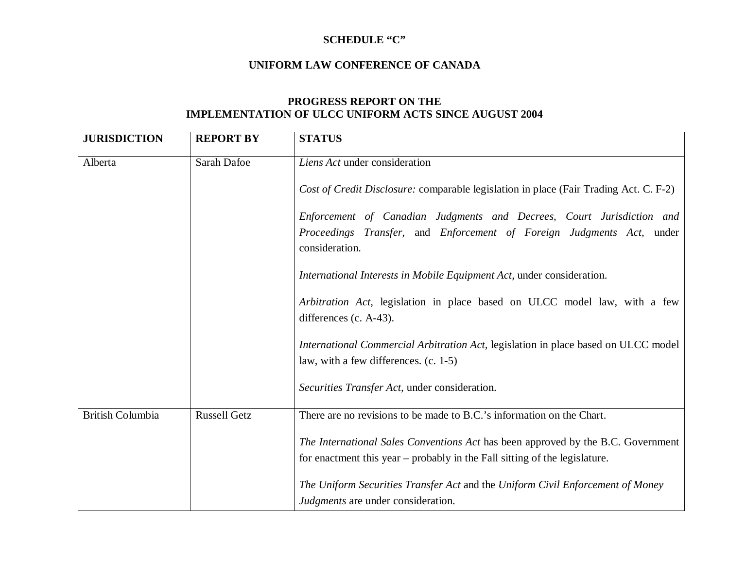**SCHEDULE "C"**

**UNIFORM LAW CONFERENCE OF CANADA**

**PROGRESS REPORT ON THE IMPLEMENTATION OF ULCC UNIFORM ACTS SINCE AUGUST 2004**

| JURISDICTION | REPORT BY | STATUS |
|---|---|---|
| Alberta | Sarah Dafoe | *Liens Act* under consideration<br><br>*Cost of Credit Disclosure:* comparable legislation in place (Fair Trading Act. C. F-2)<br><br>*Enforcement of Canadian Judgments and Decrees, Court Jurisdiction and Proceedings Transfer,* and *Enforcement of Foreign Judgments Act,* under consideration.<br><br>*International Interests in Mobile Equipment Act,* under consideration.<br><br>*Arbitration Act,* legislation in place based on ULCC model law, with a few differences (c. A-43).<br><br>*International Commercial Arbitration Act,* legislation in place based on ULCC model law, with a few differences. (c. 1-5)<br><br>*Securities Transfer Act,* under consideration. |
| British Columbia | Russell Getz | There are no revisions to be made to B.C.'s information on the Chart.<br><br>*The International Sales Conventions Act* has been approved by the B.C. Government for enactment this year – probably in the Fall sitting of the legislature.<br><br>*The Uniform Securities Transfer Act* and the *Uniform Civil Enforcement of Money Judgments* are under consideration. |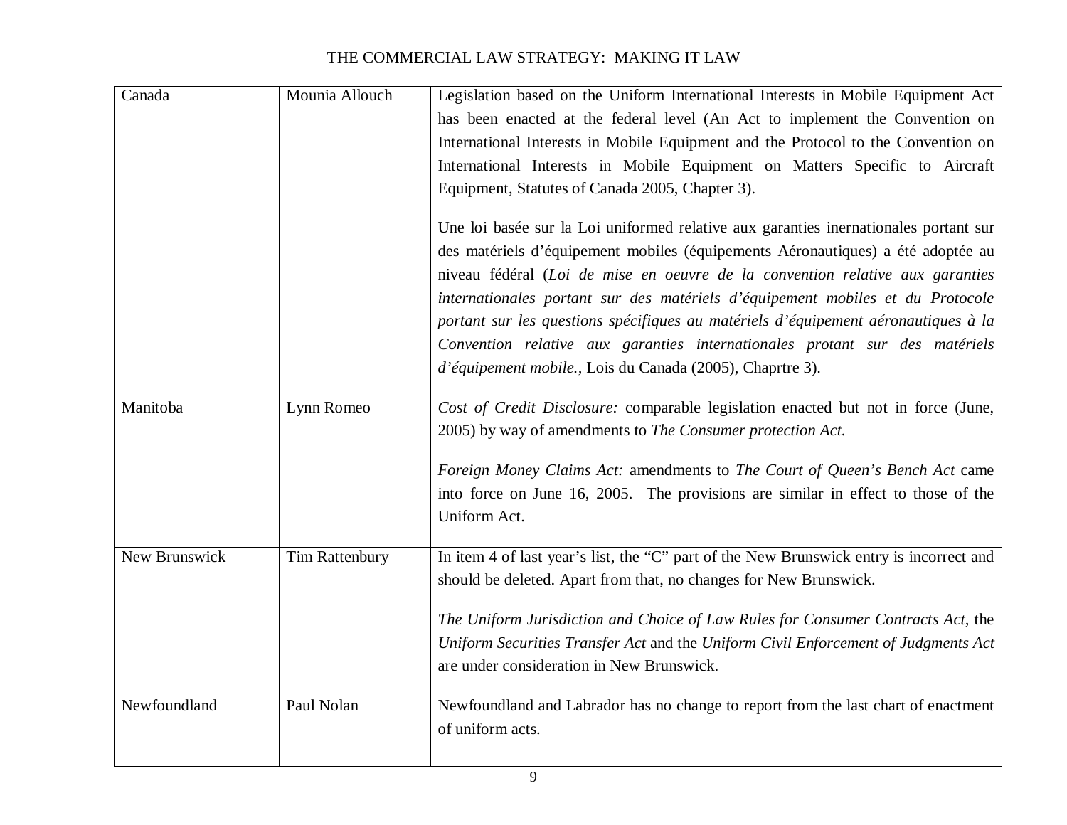| Canada | Mounia Allouch | Legislation based on the Uniform International Interests in Mobile Equipment Act has been enacted at the federal level (An Act to implement the Convention on International Interests in Mobile Equipment and the Protocol to the Convention on International Interests in Mobile Equipment on Matters Specific to Aircraft Equipment, Statutes of Canada 2005, Chapter 3).<br><br>Une loi basée sur la Loi uniformed relative aux garanties inernationales portant sur des matériels d'équipement mobiles (équipements Aéronautiques) a été adoptée au niveau fédéral (*Loi de mise en oeuvre de la convention relative aux garanties internationales portant sur des matériels d'équipement mobiles et du Protocole portant sur les questions spécifiques au matériels d'équipement aéronautiques à la Convention relative aux garanties internationales protant sur des matériels d'équipement mobile.,* Lois du Canada (2005), Chaprtre 3). |
|---|---|---|
| Manitoba | Lynn Romeo | *Cost of Credit Disclosure:* comparable legislation enacted but not in force (June, 2005) by way of amendments to *The Consumer protection Act.*<br><br>*Foreign Money Claims Act:* amendments to *The Court of Queen's Bench Act* came into force on June 16, 2005. The provisions are similar in effect to those of the Uniform Act. |
| New Brunswick | Tim Rattenbury | In item 4 of last year's list, the "C" part of the New Brunswick entry is incorrect and should be deleted. Apart from that, no changes for New Brunswick.<br><br>*The Uniform Jurisdiction and Choice of Law Rules for Consumer Contracts Act,* the *Uniform Securities Transfer Act* and the *Uniform Civil Enforcement of Judgments Act* are under consideration in New Brunswick. |
| Newfoundland | Paul Nolan | Newfoundland and Labrador has no change to report from the last chart of enactment of uniform acts. |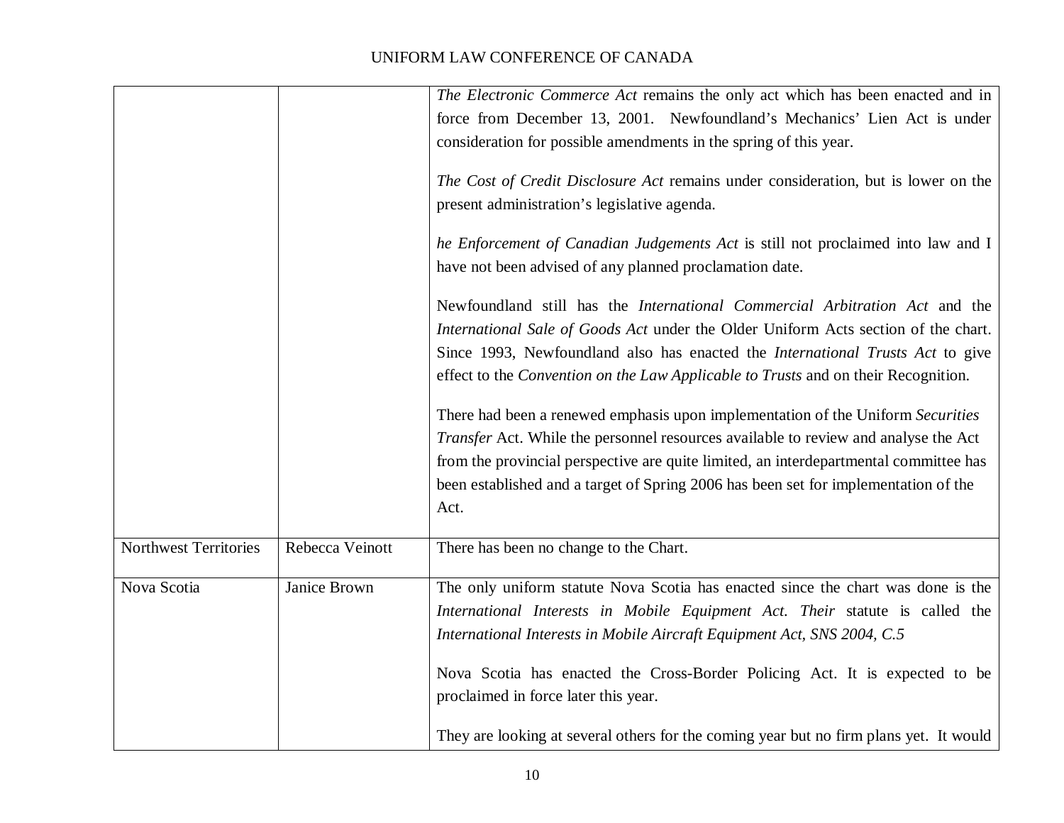| | | |
|---|---|---|
| | | *The Electronic Commerce Act* remains the only act which has been enacted and in force from December 13, 2001. Newfoundland's Mechanics' Lien Act is under consideration for possible amendments in the spring of this year.<br><br>*The Cost of Credit Disclosure Act* remains under consideration, but is lower on the present administration's legislative agenda.<br><br>*he Enforcement of Canadian Judgements Act* is still not proclaimed into law and I have not been advised of any planned proclamation date.<br><br>Newfoundland still has the *International Commercial Arbitration Act* and the *International Sale of Goods Act* under the Older Uniform Acts section of the chart. Since 1993, Newfoundland also has enacted the *International Trusts Act* to give effect to the *Convention on the Law Applicable to Trusts* and on their Recognition.<br><br>There had been a renewed emphasis upon implementation of the Uniform *Securities Transfer* Act. While the personnel resources available to review and analyse the Act from the provincial perspective are quite limited, an interdepartmental committee has been established and a target of Spring 2006 has been set for implementation of the Act. |
| Northwest Territories | Rebecca Veinott | There has been no change to the Chart. |
| Nova Scotia | Janice Brown | The only uniform statute Nova Scotia has enacted since the chart was done is the *International Interests in Mobile Equipment Act. Their* statute is called the *International Interests in Mobile Aircraft Equipment Act, SNS 2004, C.5*<br><br>Nova Scotia has enacted the Cross-Border Policing Act. It is expected to be proclaimed in force later this year.<br><br>They are looking at several others for the coming year but no firm plans yet. It would |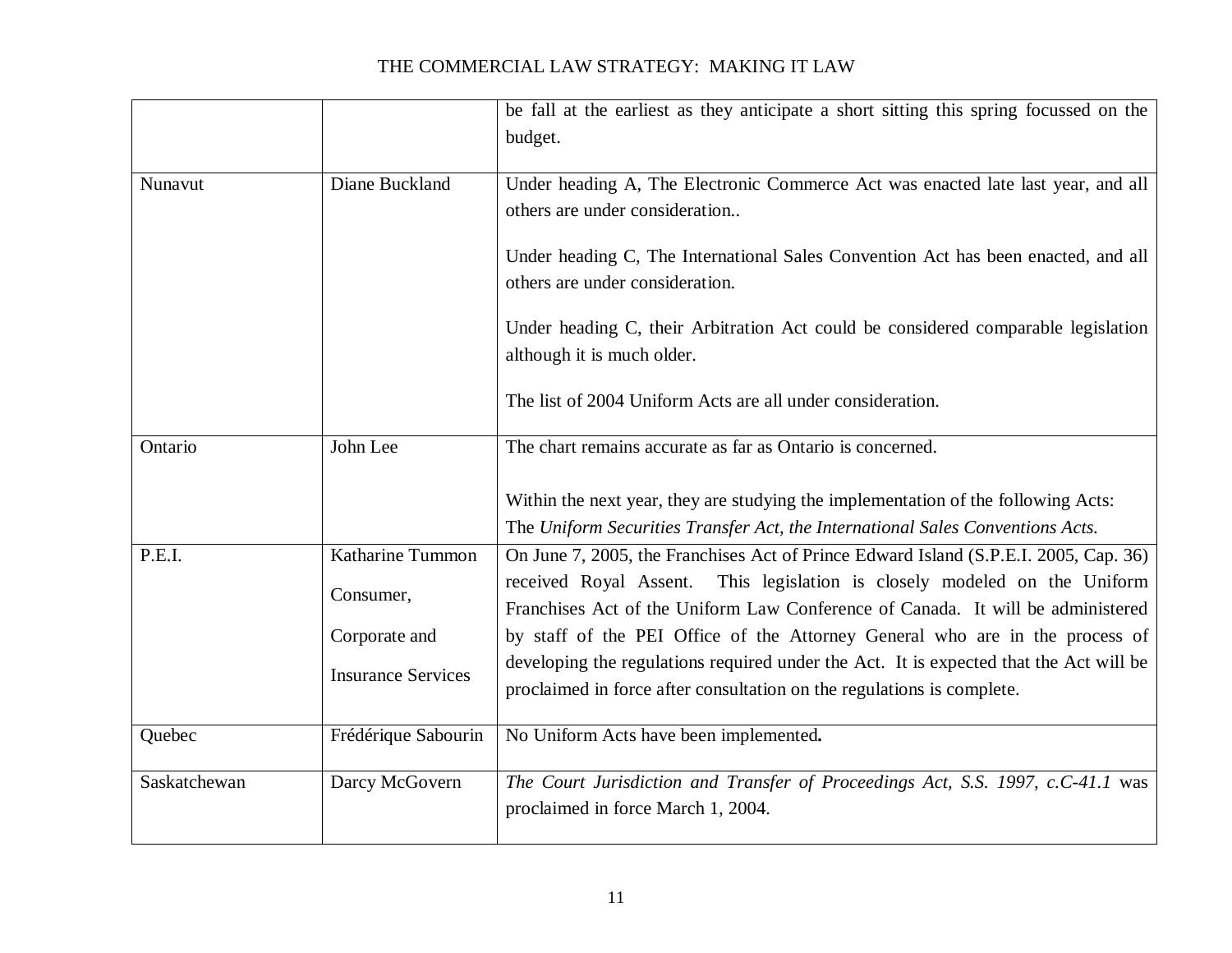| | | |
|---|---|---|
| | | be fall at the earliest as they anticipate a short sitting this spring focussed on the budget. |
| Nunavut | Diane Buckland | Under heading A, The Electronic Commerce Act was enacted late last year, and all others are under consideration..<br><br>Under heading C, The International Sales Convention Act has been enacted, and all others are under consideration.<br><br>Under heading C, their Arbitration Act could be considered comparable legislation although it is much older.<br><br>The list of 2004 Uniform Acts are all under consideration. |
| Ontario | John Lee | The chart remains accurate as far as Ontario is concerned.<br><br>Within the next year, they are studying the implementation of the following Acts: The *Uniform Securities Transfer Act, the International Sales Conventions Acts.* |
| P.E.I. | Katharine Tummon<br><br>Consumer,<br><br>Corporate and<br><br>Insurance Services | On June 7, 2005, the Franchises Act of Prince Edward Island (S.P.E.I. 2005, Cap. 36) received Royal Assent. This legislation is closely modeled on the Uniform Franchises Act of the Uniform Law Conference of Canada. It will be administered by staff of the PEI Office of the Attorney General who are in the process of developing the regulations required under the Act. It is expected that the Act will be proclaimed in force after consultation on the regulations is complete. |
| Quebec | Frédérique Sabourin | No Uniform Acts have been implemented**.** |
| Saskatchewan | Darcy McGovern | *The Court Jurisdiction and Transfer of Proceedings Act, S.S. 1997, c.C-41.1* was proclaimed in force March 1, 2004. |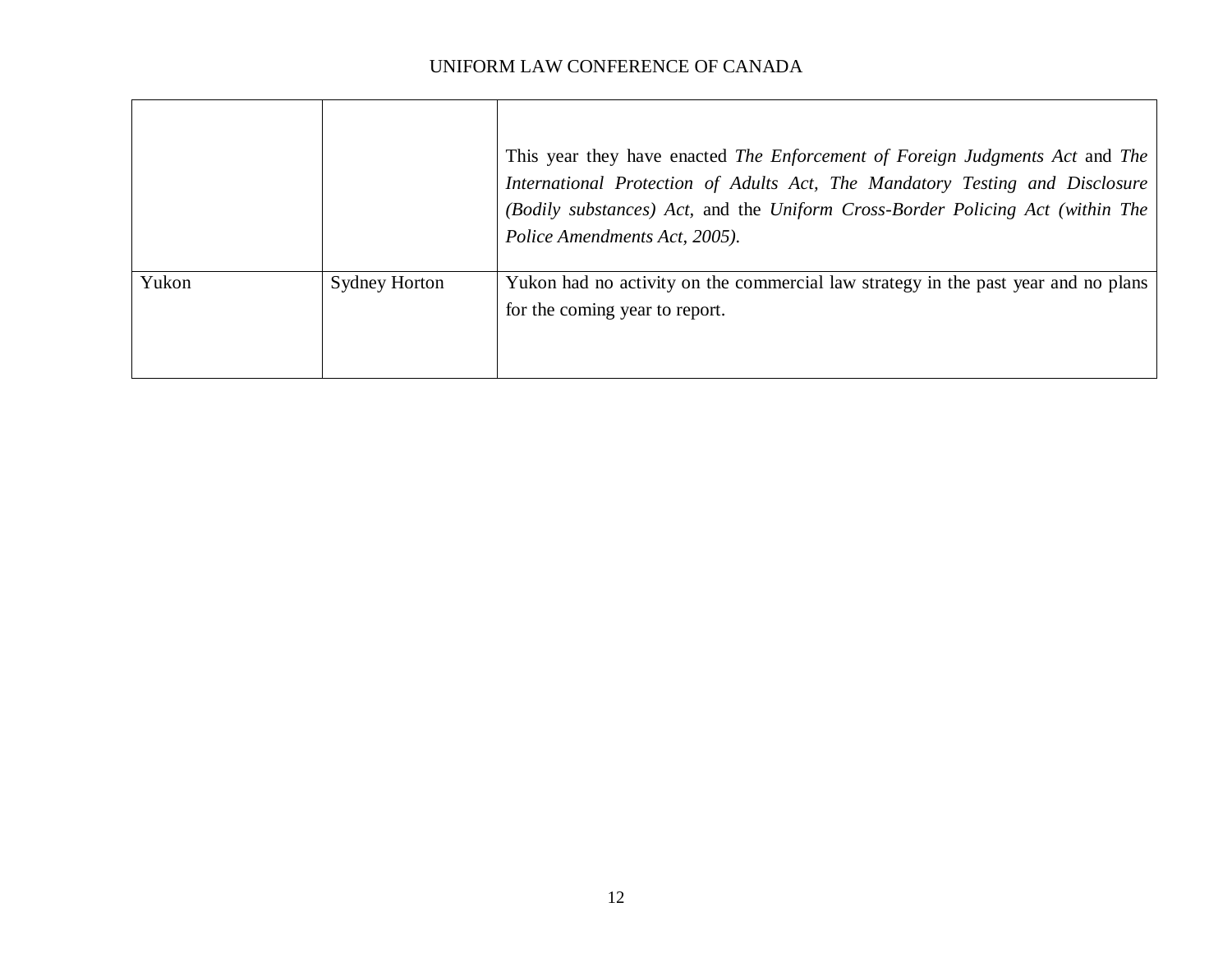| | | |
|---|---|---|
| | | This year they have enacted *The Enforcement of Foreign Judgments Act* and *The International Protection of Adults Act, The Mandatory Testing and Disclosure (Bodily substances) Act,* and the *Uniform Cross-Border Policing Act (within The Police Amendments Act, 2005).* |
| Yukon | Sydney Horton | Yukon had no activity on the commercial law strategy in the past year and no plans for the coming year to report. |